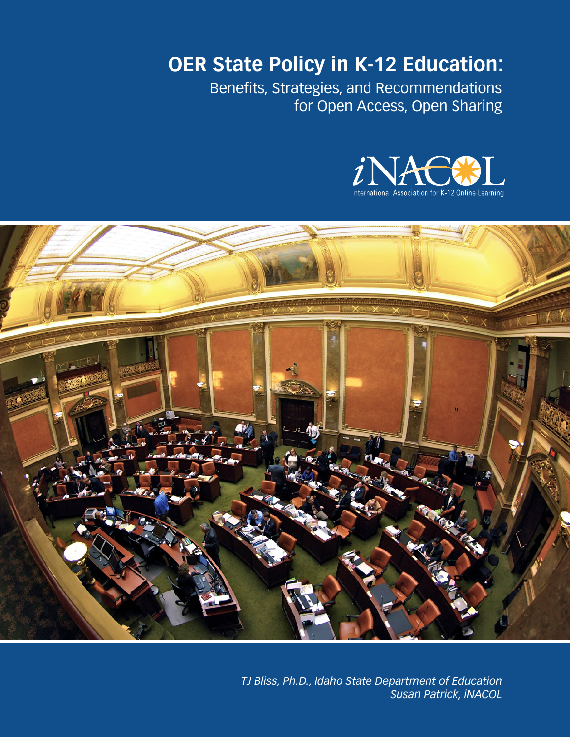# OER State Policy in K-12 Education:

## Benefits, Strategies, and Recommendations for Open Access, Open Sharing

iNACOL

International Association for K-12 Online Learning

*TJ Bliss, Ph.D., Idaho State Department of Education*
*Susan Patrick, iNACOL*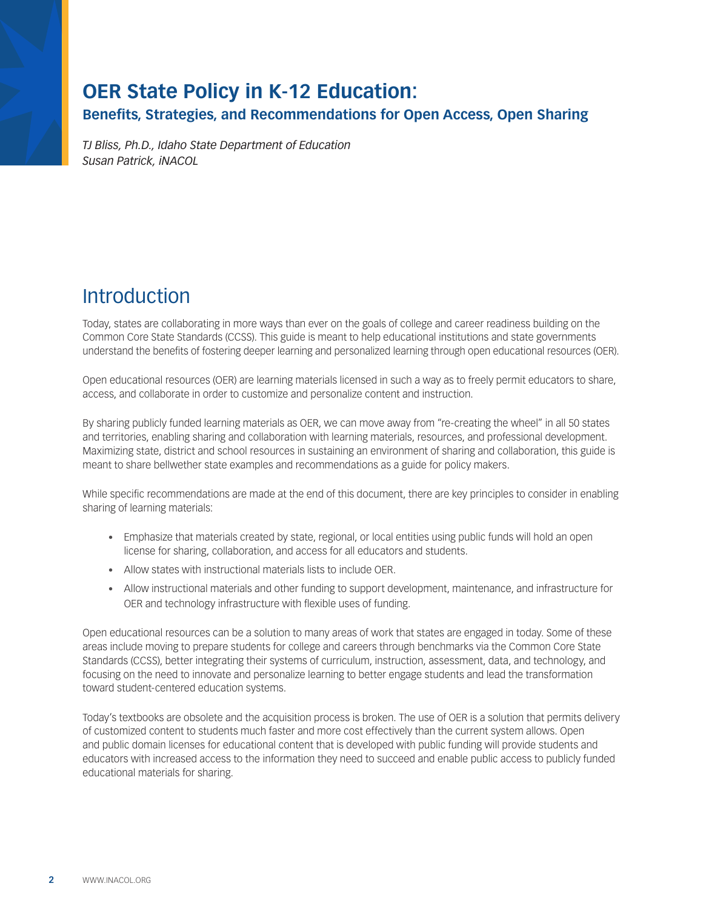# OER State Policy in K-12 Education:

## Benefits, Strategies, and Recommendations for Open Access, Open Sharing

*TJ Bliss, Ph.D., Idaho State Department of Education*
*Susan Patrick, iNACOL*

## Introduction

Today, states are collaborating in more ways than ever on the goals of college and career readiness building on the Common Core State Standards (CCSS). This guide is meant to help educational institutions and state governments understand the benefits of fostering deeper learning and personalized learning through open educational resources (OER).

Open educational resources (OER) are learning materials licensed in such a way as to freely permit educators to share, access, and collaborate in order to customize and personalize content and instruction.

By sharing publicly funded learning materials as OER, we can move away from "re-creating the wheel" in all 50 states and territories, enabling sharing and collaboration with learning materials, resources, and professional development. Maximizing state, district and school resources in sustaining an environment of sharing and collaboration, this guide is meant to share bellwether state examples and recommendations as a guide for policy makers.

While specific recommendations are made at the end of this document, there are key principles to consider in enabling sharing of learning materials:

- Emphasize that materials created by state, regional, or local entities using public funds will hold an open license for sharing, collaboration, and access for all educators and students.
- Allow states with instructional materials lists to include OER.
- Allow instructional materials and other funding to support development, maintenance, and infrastructure for OER and technology infrastructure with flexible uses of funding.

Open educational resources can be a solution to many areas of work that states are engaged in today. Some of these areas include moving to prepare students for college and careers through benchmarks via the Common Core State Standards (CCSS), better integrating their systems of curriculum, instruction, assessment, data, and technology, and focusing on the need to innovate and personalize learning to better engage students and lead the transformation toward student-centered education systems.

Today's textbooks are obsolete and the acquisition process is broken. The use of OER is a solution that permits delivery of customized content to students much faster and more cost effectively than the current system allows. Open and public domain licenses for educational content that is developed with public funding will provide students and educators with increased access to the information they need to succeed and enable public access to publicly funded educational materials for sharing.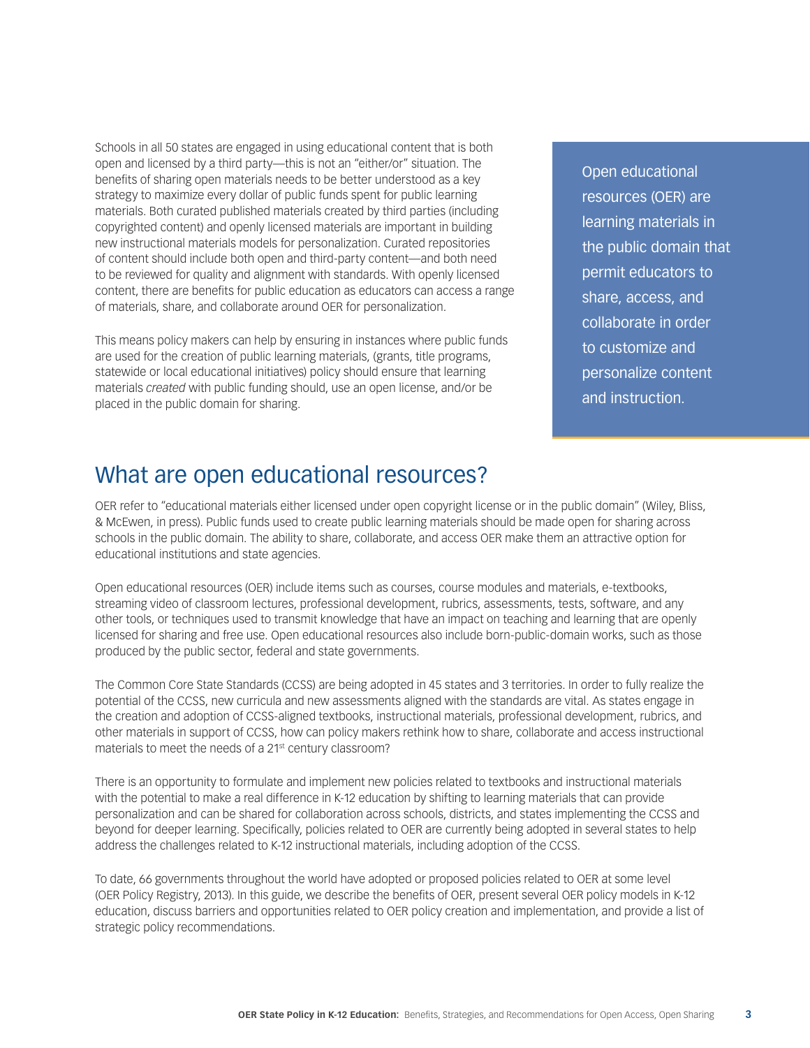Schools in all 50 states are engaged in using educational content that is both open and licensed by a third party—this is not an "either/or" situation. The benefits of sharing open materials needs to be better understood as a key strategy to maximize every dollar of public funds spent for public learning materials. Both curated published materials created by third parties (including copyrighted content) and openly licensed materials are important in building new instructional materials models for personalization. Curated repositories of content should include both open and third-party content—and both need to be reviewed for quality and alignment with standards. With openly licensed content, there are benefits for public education as educators can access a range of materials, share, and collaborate around OER for personalization.

This means policy makers can help by ensuring in instances where public funds are used for the creation of public learning materials, (grants, title programs, statewide or local educational initiatives) policy should ensure that learning materials *created* with public funding should, use an open license, and/or be placed in the public domain for sharing.

> Open educational resources (OER) are learning materials in the public domain that permit educators to share, access, and collaborate in order to customize and personalize content and instruction.

## What are open educational resources?

OER refer to "educational materials either licensed under open copyright license or in the public domain" (Wiley, Bliss, & McEwen, in press). Public funds used to create public learning materials should be made open for sharing across schools in the public domain. The ability to share, collaborate, and access OER make them an attractive option for educational institutions and state agencies.

Open educational resources (OER) include items such as courses, course modules and materials, e-textbooks, streaming video of classroom lectures, professional development, rubrics, assessments, tests, software, and any other tools, or techniques used to transmit knowledge that have an impact on teaching and learning that are openly licensed for sharing and free use. Open educational resources also include born-public-domain works, such as those produced by the public sector, federal and state governments.

The Common Core State Standards (CCSS) are being adopted in 45 states and 3 territories. In order to fully realize the potential of the CCSS, new curricula and new assessments aligned with the standards are vital. As states engage in the creation and adoption of CCSS-aligned textbooks, instructional materials, professional development, rubrics, and other materials in support of CCSS, how can policy makers rethink how to share, collaborate and access instructional materials to meet the needs of a 21st century classroom?

There is an opportunity to formulate and implement new policies related to textbooks and instructional materials with the potential to make a real difference in K-12 education by shifting to learning materials that can provide personalization and can be shared for collaboration across schools, districts, and states implementing the CCSS and beyond for deeper learning. Specifically, policies related to OER are currently being adopted in several states to help address the challenges related to K-12 instructional materials, including adoption of the CCSS.

To date, 66 governments throughout the world have adopted or proposed policies related to OER at some level (OER Policy Registry, 2013). In this guide, we describe the benefits of OER, present several OER policy models in K-12 education, discuss barriers and opportunities related to OER policy creation and implementation, and provide a list of strategic policy recommendations.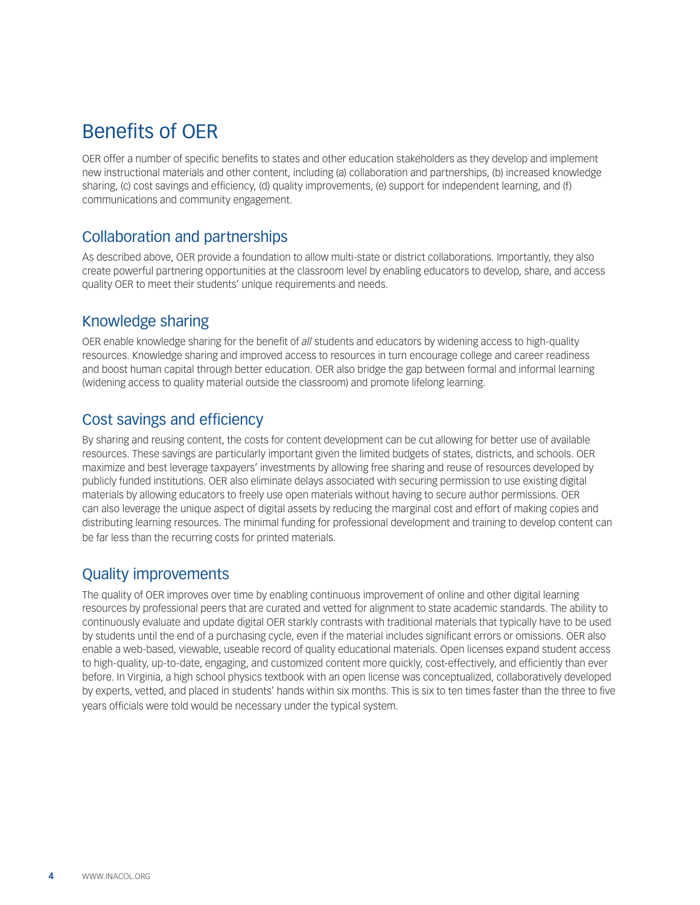# Benefits of OER

OER offer a number of specific benefits to states and other education stakeholders as they develop and implement new instructional materials and other content, including (a) collaboration and partnerships, (b) increased knowledge sharing, (c) cost savings and efficiency, (d) quality improvements, (e) support for independent learning, and (f) communications and community engagement.

## Collaboration and partnerships

As described above, OER provide a foundation to allow multi-state or district collaborations. Importantly, they also create powerful partnering opportunities at the classroom level by enabling educators to develop, share, and access quality OER to meet their students' unique requirements and needs.

## Knowledge sharing

OER enable knowledge sharing for the benefit of *all* students and educators by widening access to high-quality resources. Knowledge sharing and improved access to resources in turn encourage college and career readiness and boost human capital through better education. OER also bridge the gap between formal and informal learning (widening access to quality material outside the classroom) and promote lifelong learning.

## Cost savings and efficiency

By sharing and reusing content, the costs for content development can be cut allowing for better use of available resources. These savings are particularly important given the limited budgets of states, districts, and schools. OER maximize and best leverage taxpayers' investments by allowing free sharing and reuse of resources developed by publicly funded institutions. OER also eliminate delays associated with securing permission to use existing digital materials by allowing educators to freely use open materials without having to secure author permissions. OER can also leverage the unique aspect of digital assets by reducing the marginal cost and effort of making copies and distributing learning resources. The minimal funding for professional development and training to develop content can be far less than the recurring costs for printed materials.

## Quality improvements

The quality of OER improves over time by enabling continuous improvement of online and other digital learning resources by professional peers that are curated and vetted for alignment to state academic standards. The ability to continuously evaluate and update digital OER starkly contrasts with traditional materials that typically have to be used by students until the end of a purchasing cycle, even if the material includes significant errors or omissions. OER also enable a web-based, viewable, useable record of quality educational materials. Open licenses expand student access to high-quality, up-to-date, engaging, and customized content more quickly, cost-effectively, and efficiently than ever before. In Virginia, a high school physics textbook with an open license was conceptualized, collaboratively developed by experts, vetted, and placed in students' hands within six months. This is six to ten times faster than the three to five years officials were told would be necessary under the typical system.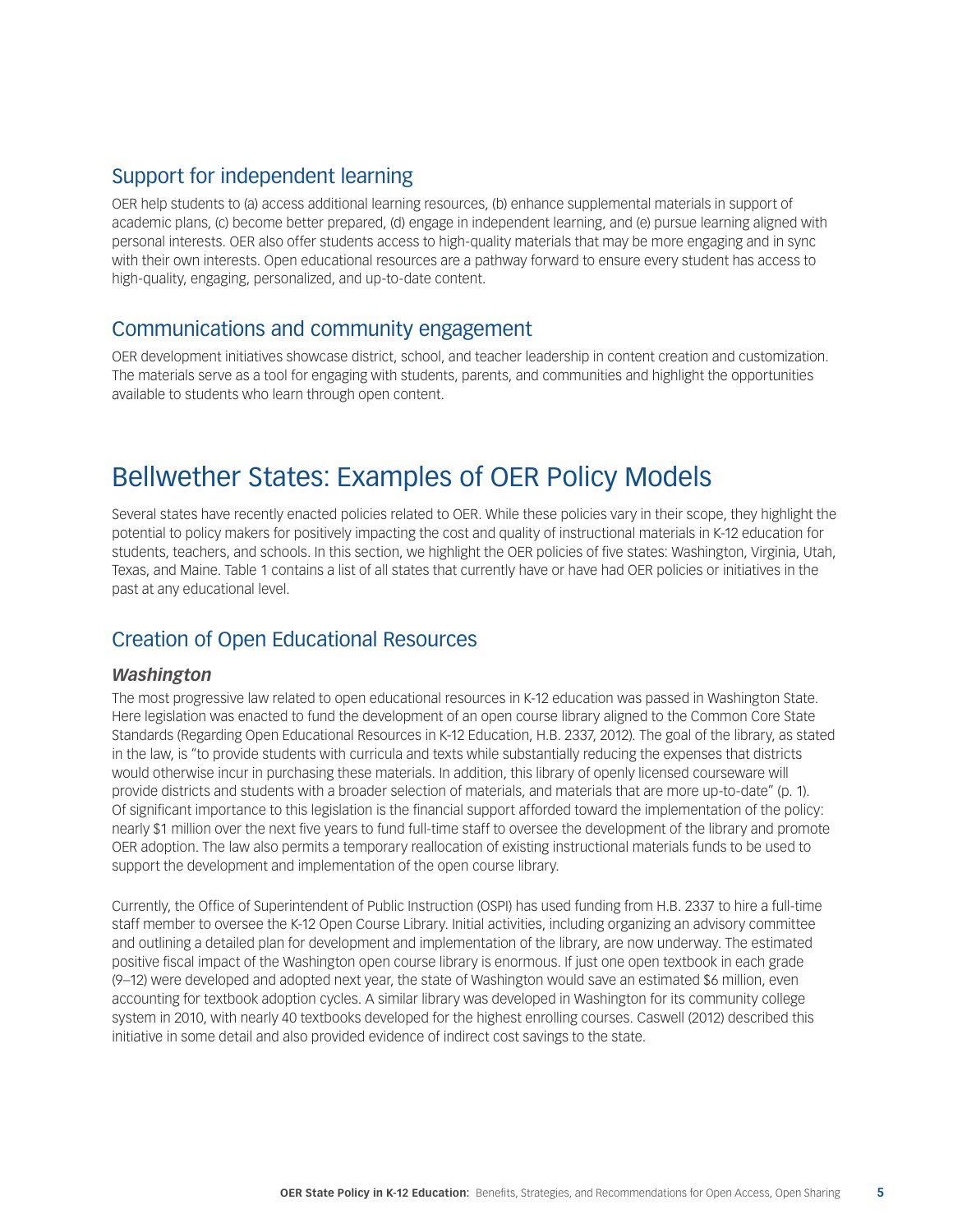## Support for independent learning

OER help students to (a) access additional learning resources, (b) enhance supplemental materials in support of academic plans, (c) become better prepared, (d) engage in independent learning, and (e) pursue learning aligned with personal interests. OER also offer students access to high-quality materials that may be more engaging and in sync with their own interests. Open educational resources are a pathway forward to ensure every student has access to high-quality, engaging, personalized, and up-to-date content.

## Communications and community engagement

OER development initiatives showcase district, school, and teacher leadership in content creation and customization. The materials serve as a tool for engaging with students, parents, and communities and highlight the opportunities available to students who learn through open content.

# Bellwether States: Examples of OER Policy Models

Several states have recently enacted policies related to OER. While these policies vary in their scope, they highlight the potential to policy makers for positively impacting the cost and quality of instructional materials in K-12 education for students, teachers, and schools. In this section, we highlight the OER policies of five states: Washington, Virginia, Utah, Texas, and Maine. Table 1 contains a list of all states that currently have or have had OER policies or initiatives in the past at any educational level.

## Creation of Open Educational Resources

### *Washington*

The most progressive law related to open educational resources in K-12 education was passed in Washington State. Here legislation was enacted to fund the development of an open course library aligned to the Common Core State Standards (Regarding Open Educational Resources in K-12 Education, H.B. 2337, 2012). The goal of the library, as stated in the law, is "to provide students with curricula and texts while substantially reducing the expenses that districts would otherwise incur in purchasing these materials. In addition, this library of openly licensed courseware will provide districts and students with a broader selection of materials, and materials that are more up-to-date" (p. 1). Of significant importance to this legislation is the financial support afforded toward the implementation of the policy: nearly $1 million over the next five years to fund full-time staff to oversee the development of the library and promote OER adoption. The law also permits a temporary reallocation of existing instructional materials funds to be used to support the development and implementation of the open course library.

Currently, the Office of Superintendent of Public Instruction (OSPI) has used funding from H.B. 2337 to hire a full-time staff member to oversee the K-12 Open Course Library. Initial activities, including organizing an advisory committee and outlining a detailed plan for development and implementation of the library, are now underway. The estimated positive fiscal impact of the Washington open course library is enormous. If just one open textbook in each grade (9–12) were developed and adopted next year, the state of Washington would save an estimated $6 million, even accounting for textbook adoption cycles. A similar library was developed in Washington for its community college system in 2010, with nearly 40 textbooks developed for the highest enrolling courses. Caswell (2012) described this initiative in some detail and also provided evidence of indirect cost savings to the state.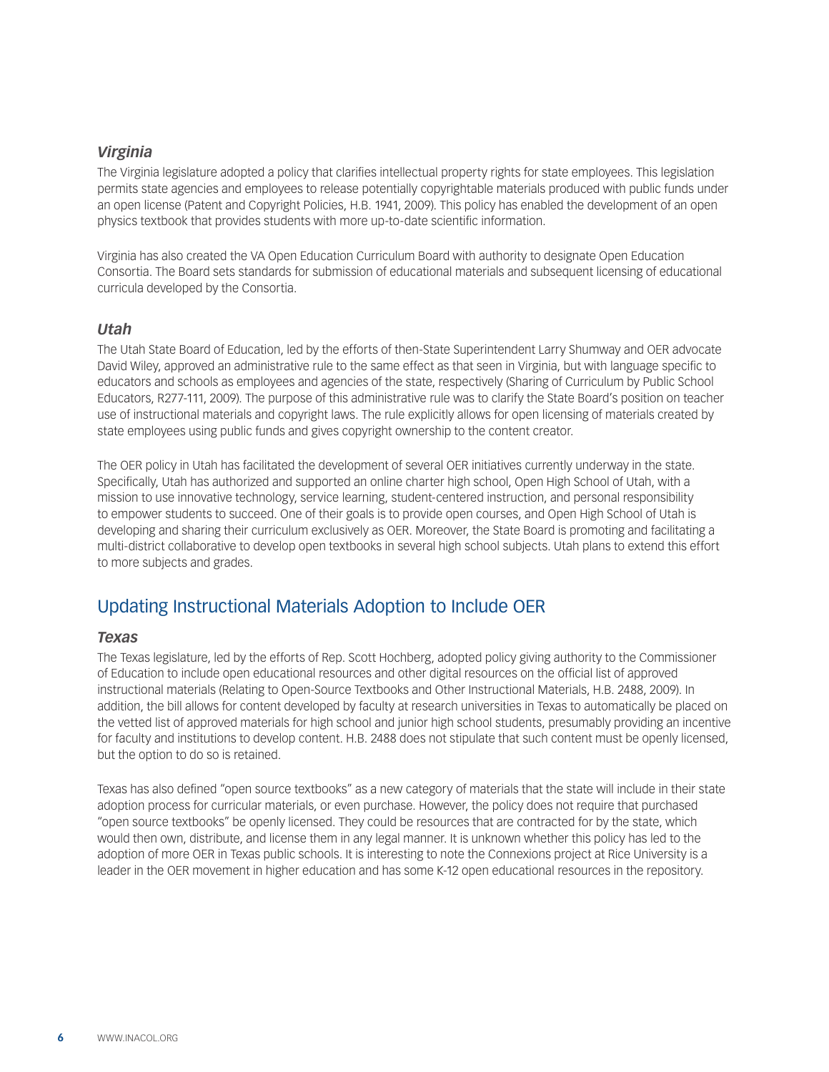### *Virginia*

The Virginia legislature adopted a policy that clarifies intellectual property rights for state employees. This legislation permits state agencies and employees to release potentially copyrightable materials produced with public funds under an open license (Patent and Copyright Policies, H.B. 1941, 2009). This policy has enabled the development of an open physics textbook that provides students with more up-to-date scientific information.

Virginia has also created the VA Open Education Curriculum Board with authority to designate Open Education Consortia. The Board sets standards for submission of educational materials and subsequent licensing of educational curricula developed by the Consortia.

### *Utah*

The Utah State Board of Education, led by the efforts of then-State Superintendent Larry Shumway and OER advocate David Wiley, approved an administrative rule to the same effect as that seen in Virginia, but with language specific to educators and schools as employees and agencies of the state, respectively (Sharing of Curriculum by Public School Educators, R277-111, 2009). The purpose of this administrative rule was to clarify the State Board's position on teacher use of instructional materials and copyright laws. The rule explicitly allows for open licensing of materials created by state employees using public funds and gives copyright ownership to the content creator.

The OER policy in Utah has facilitated the development of several OER initiatives currently underway in the state. Specifically, Utah has authorized and supported an online charter high school, Open High School of Utah, with a mission to use innovative technology, service learning, student-centered instruction, and personal responsibility to empower students to succeed. One of their goals is to provide open courses, and Open High School of Utah is developing and sharing their curriculum exclusively as OER. Moreover, the State Board is promoting and facilitating a multi-district collaborative to develop open textbooks in several high school subjects. Utah plans to extend this effort to more subjects and grades.

## Updating Instructional Materials Adoption to Include OER

### *Texas*

The Texas legislature, led by the efforts of Rep. Scott Hochberg, adopted policy giving authority to the Commissioner of Education to include open educational resources and other digital resources on the official list of approved instructional materials (Relating to Open-Source Textbooks and Other Instructional Materials, H.B. 2488, 2009). In addition, the bill allows for content developed by faculty at research universities in Texas to automatically be placed on the vetted list of approved materials for high school and junior high school students, presumably providing an incentive for faculty and institutions to develop content. H.B. 2488 does not stipulate that such content must be openly licensed, but the option to do so is retained.

Texas has also defined "open source textbooks" as a new category of materials that the state will include in their state adoption process for curricular materials, or even purchase. However, the policy does not require that purchased "open source textbooks" be openly licensed. They could be resources that are contracted for by the state, which would then own, distribute, and license them in any legal manner. It is unknown whether this policy has led to the adoption of more OER in Texas public schools. It is interesting to note the Connexions project at Rice University is a leader in the OER movement in higher education and has some K-12 open educational resources in the repository.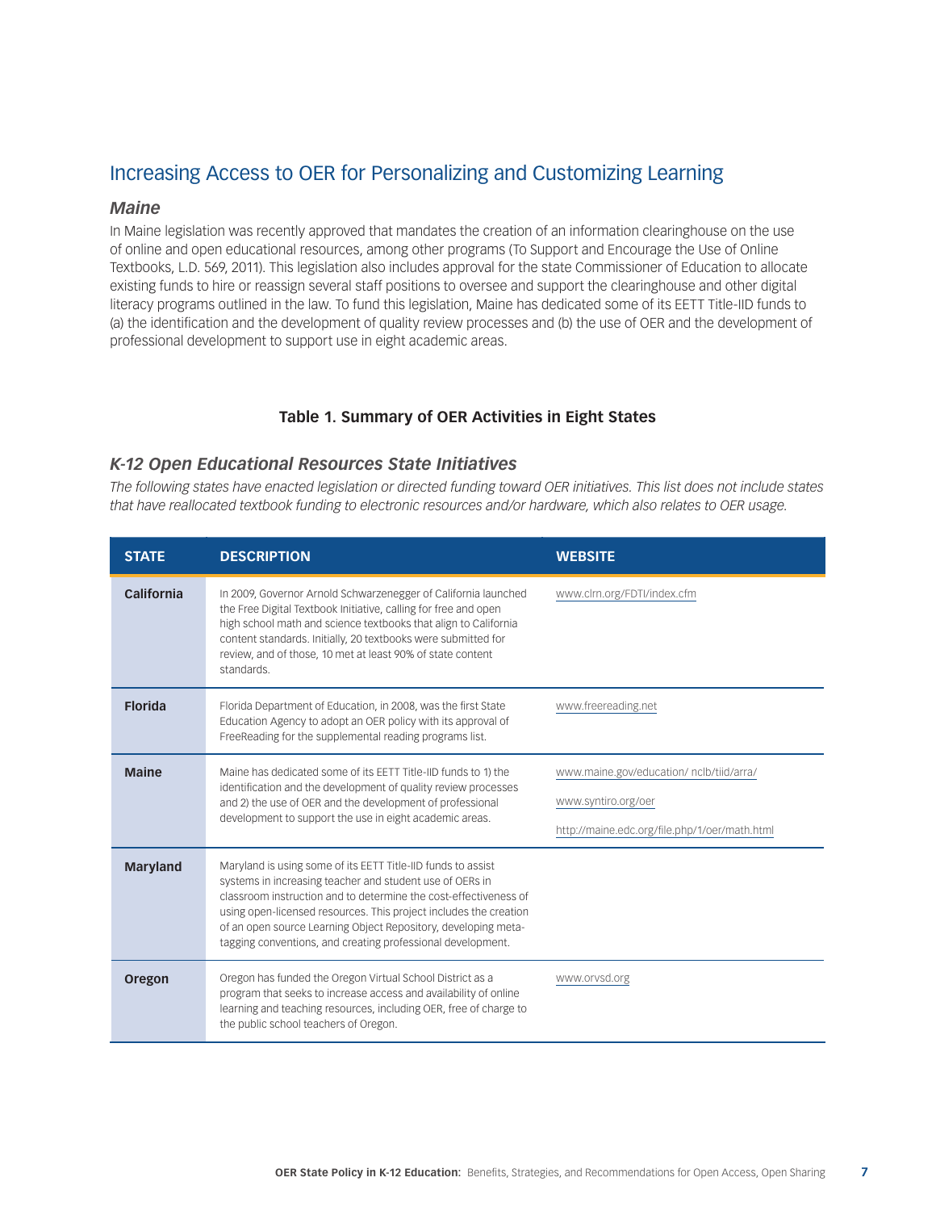## Increasing Access to OER for Personalizing and Customizing Learning

### *Maine*

In Maine legislation was recently approved that mandates the creation of an information clearinghouse on the use of online and open educational resources, among other programs (To Support and Encourage the Use of Online Textbooks, L.D. 569, 2011). This legislation also includes approval for the state Commissioner of Education to allocate existing funds to hire or reassign several staff positions to oversee and support the clearinghouse and other digital literacy programs outlined in the law. To fund this legislation, Maine has dedicated some of its EETT Title-IID funds to (a) the identification and the development of quality review processes and (b) the use of OER and the development of professional development to support use in eight academic areas.

**Table 1. Summary of OER Activities in Eight States**

### *K-12 Open Educational Resources State Initiatives*

*The following states have enacted legislation or directed funding toward OER initiatives. This list does not include states that have reallocated textbook funding to electronic resources and/or hardware, which also relates to OER usage.*

| STATE | DESCRIPTION | WEBSITE |
|---|---|---|
| **California** | In 2009, Governor Arnold Schwarzenegger of California launched the Free Digital Textbook Initiative, calling for free and open high school math and science textbooks that align to California content standards. Initially, 20 textbooks were submitted for review, and of those, 10 met at least 90% of state content standards. | www.clrn.org/FDTI/index.cfm |
| **Florida** | Florida Department of Education, in 2008, was the first State Education Agency to adopt an OER policy with its approval of FreeReading for the supplemental reading programs list. | www.freereading.net |
| **Maine** | Maine has dedicated some of its EETT Title-IID funds to 1) the identification and the development of quality review processes and 2) the use of OER and the development of professional development to support the use in eight academic areas. | www.maine.gov/education/ nclb/tiid/arra/<br>www.syntiro.org/oer<br>http://maine.edc.org/file.php/1/oer/math.html |
| **Maryland** | Maryland is using some of its EETT Title-IID funds to assist systems in increasing teacher and student use of OERs in classroom instruction and to determine the cost-effectiveness of using open-licensed resources. This project includes the creation of an open source Learning Object Repository, developing meta-tagging conventions, and creating professional development. | |
| **Oregon** | Oregon has funded the Oregon Virtual School District as a program that seeks to increase access and availability of online learning and teaching resources, including OER, free of charge to the public school teachers of Oregon. | www.orvsd.org |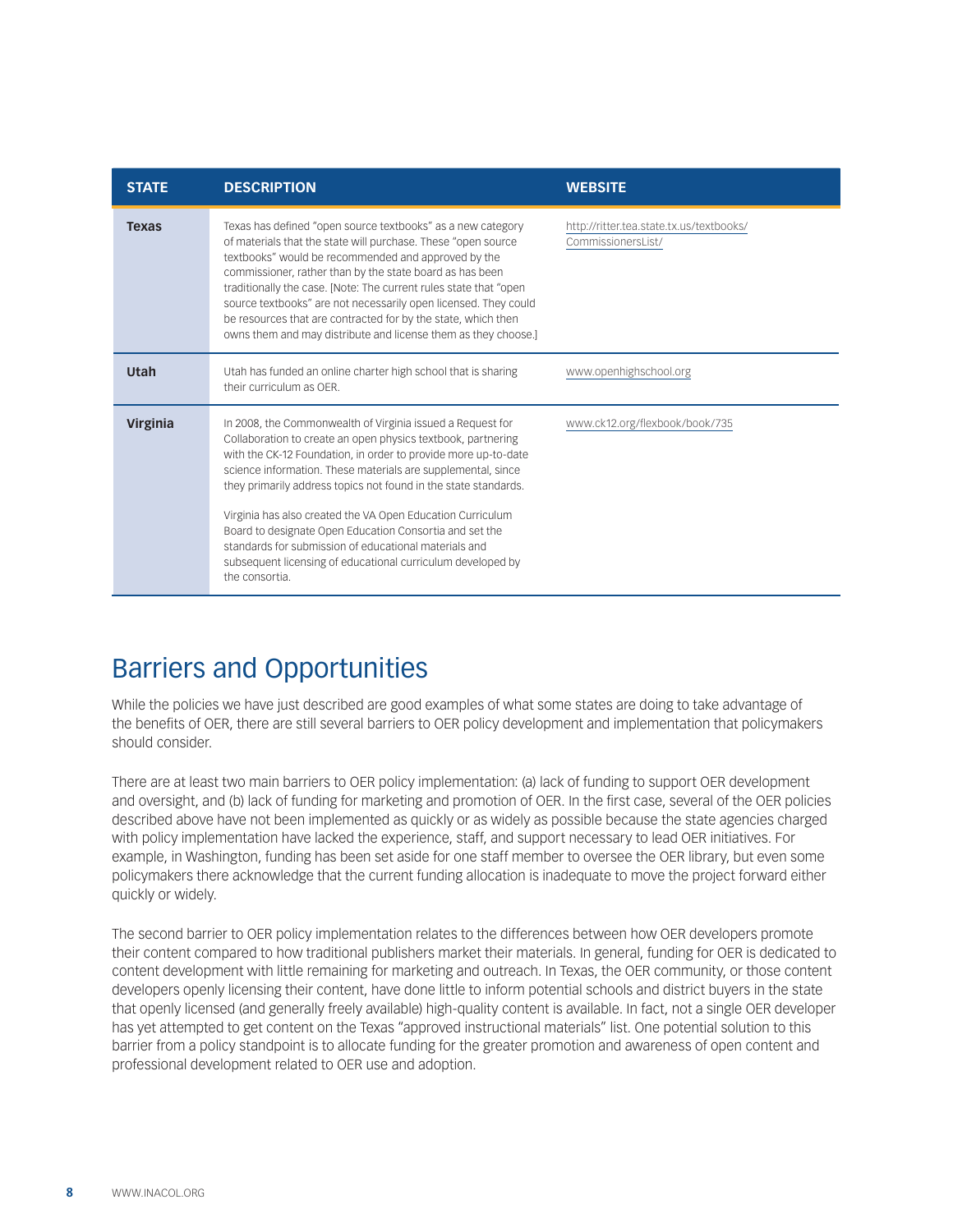| STATE | DESCRIPTION | WEBSITE |
|---|---|---|
| **Texas** | Texas has defined "open source textbooks" as a new category of materials that the state will purchase. These "open source textbooks" would be recommended and approved by the commissioner, rather than by the state board as has been traditionally the case. [Note: The current rules state that "open source textbooks" are not necessarily open licensed. They could be resources that are contracted for by the state, which then owns them and may distribute and license them as they choose.] | http://ritter.tea.state.tx.us/textbooks/CommissionersList/ |
| **Utah** | Utah has funded an online charter high school that is sharing their curriculum as OER. | www.openhighschool.org |
| **Virginia** | In 2008, the Commonwealth of Virginia issued a Request for Collaboration to create an open physics textbook, partnering with the CK-12 Foundation, in order to provide more up-to-date science information. These materials are supplemental, since they primarily address topics not found in the state standards.<br><br>Virginia has also created the VA Open Education Curriculum Board to designate Open Education Consortia and set the standards for submission of educational materials and subsequent licensing of educational curriculum developed by the consortia. | www.ck12.org/flexbook/book/735 |

## Barriers and Opportunities

While the policies we have just described are good examples of what some states are doing to take advantage of the benefits of OER, there are still several barriers to OER policy development and implementation that policymakers should consider.

There are at least two main barriers to OER policy implementation: (a) lack of funding to support OER development and oversight, and (b) lack of funding for marketing and promotion of OER. In the first case, several of the OER policies described above have not been implemented as quickly or as widely as possible because the state agencies charged with policy implementation have lacked the experience, staff, and support necessary to lead OER initiatives. For example, in Washington, funding has been set aside for one staff member to oversee the OER library, but even some policymakers there acknowledge that the current funding allocation is inadequate to move the project forward either quickly or widely.

The second barrier to OER policy implementation relates to the differences between how OER developers promote their content compared to how traditional publishers market their materials. In general, funding for OER is dedicated to content development with little remaining for marketing and outreach. In Texas, the OER community, or those content developers openly licensing their content, have done little to inform potential schools and district buyers in the state that openly licensed (and generally freely available) high-quality content is available. In fact, not a single OER developer has yet attempted to get content on the Texas "approved instructional materials" list. One potential solution to this barrier from a policy standpoint is to allocate funding for the greater promotion and awareness of open content and professional development related to OER use and adoption.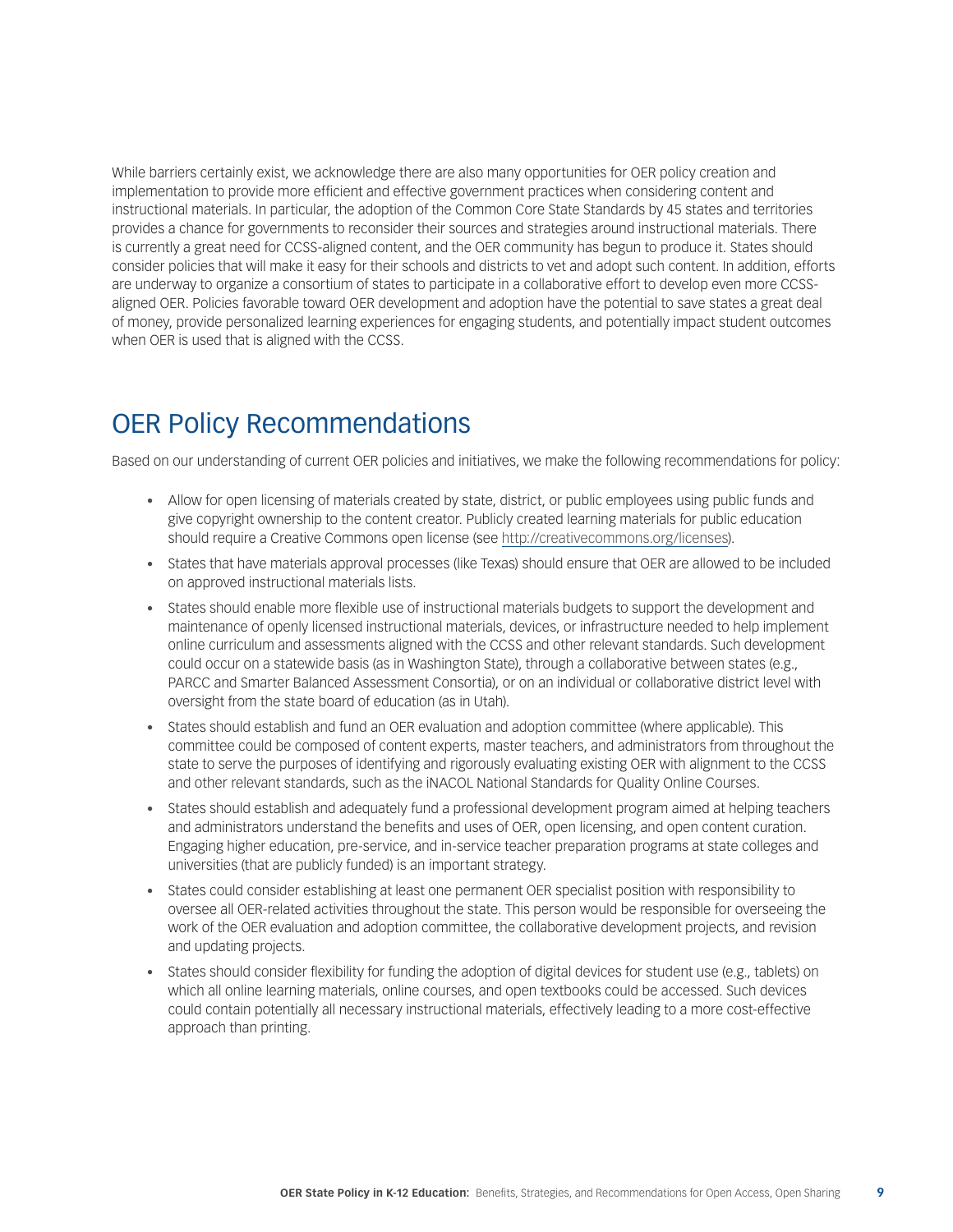While barriers certainly exist, we acknowledge there are also many opportunities for OER policy creation and implementation to provide more efficient and effective government practices when considering content and instructional materials. In particular, the adoption of the Common Core State Standards by 45 states and territories provides a chance for governments to reconsider their sources and strategies around instructional materials. There is currently a great need for CCSS-aligned content, and the OER community has begun to produce it. States should consider policies that will make it easy for their schools and districts to vet and adopt such content. In addition, efforts are underway to organize a consortium of states to participate in a collaborative effort to develop even more CCSS-aligned OER. Policies favorable toward OER development and adoption have the potential to save states a great deal of money, provide personalized learning experiences for engaging students, and potentially impact student outcomes when OER is used that is aligned with the CCSS.

## OER Policy Recommendations

Based on our understanding of current OER policies and initiatives, we make the following recommendations for policy:

- Allow for open licensing of materials created by state, district, or public employees using public funds and give copyright ownership to the content creator. Publicly created learning materials for public education should require a Creative Commons open license (see http://creativecommons.org/licenses).
- States that have materials approval processes (like Texas) should ensure that OER are allowed to be included on approved instructional materials lists.
- States should enable more flexible use of instructional materials budgets to support the development and maintenance of openly licensed instructional materials, devices, or infrastructure needed to help implement online curriculum and assessments aligned with the CCSS and other relevant standards. Such development could occur on a statewide basis (as in Washington State), through a collaborative between states (e.g., PARCC and Smarter Balanced Assessment Consortia), or on an individual or collaborative district level with oversight from the state board of education (as in Utah).
- States should establish and fund an OER evaluation and adoption committee (where applicable). This committee could be composed of content experts, master teachers, and administrators from throughout the state to serve the purposes of identifying and rigorously evaluating existing OER with alignment to the CCSS and other relevant standards, such as the iNACOL National Standards for Quality Online Courses.
- States should establish and adequately fund a professional development program aimed at helping teachers and administrators understand the benefits and uses of OER, open licensing, and open content curation. Engaging higher education, pre-service, and in-service teacher preparation programs at state colleges and universities (that are publicly funded) is an important strategy.
- States could consider establishing at least one permanent OER specialist position with responsibility to oversee all OER-related activities throughout the state. This person would be responsible for overseeing the work of the OER evaluation and adoption committee, the collaborative development projects, and revision and updating projects.
- States should consider flexibility for funding the adoption of digital devices for student use (e.g., tablets) on which all online learning materials, online courses, and open textbooks could be accessed. Such devices could contain potentially all necessary instructional materials, effectively leading to a more cost-effective approach than printing.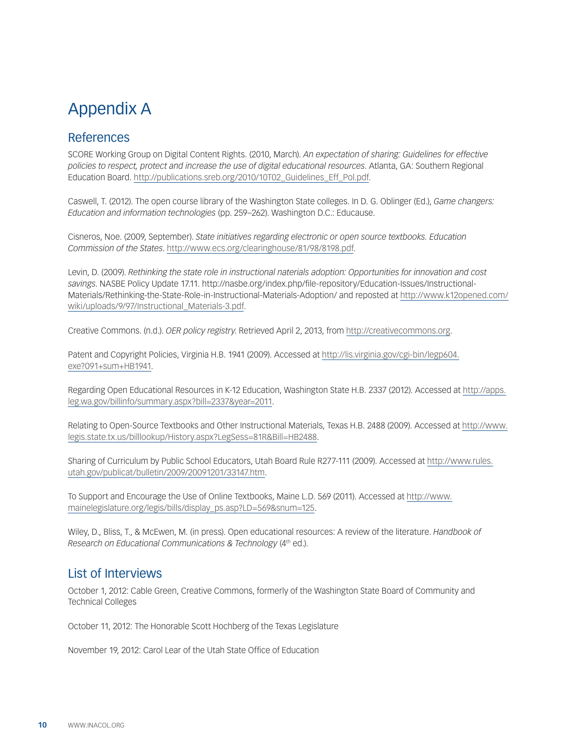# Appendix A

## References

SCORE Working Group on Digital Content Rights. (2010, March). *An expectation of sharing: Guidelines for effective policies to respect, protect and increase the use of digital educational resources.* Atlanta, GA: Southern Regional Education Board. http://publications.sreb.org/2010/10T02_Guidelines_Eff_Pol.pdf.

Caswell, T. (2012). The open course library of the Washington State colleges. In D. G. Oblinger (Ed.), *Game changers: Education and information technologies* (pp. 259–262). Washington D.C.: Educause.

Cisneros, Noe. (2009, September). *State initiatives regarding electronic or open source textbooks. Education Commission of the States.* http://www.ecs.org/clearinghouse/81/98/8198.pdf.

Levin, D. (2009). *Rethinking the state role in instructional naterials adoption: Opportunities for innovation and cost savings*. NASBE Policy Update 17.11. http://nasbe.org/index.php/file-repository/Education-Issues/Instructional-Materials/Rethinking-the-State-Role-in-Instructional-Materials-Adoption/ and reposted at http://www.k12opened.com/wiki/uploads/9/97/Instructional_Materials-3.pdf.

Creative Commons. (n.d.). *OER policy registry.* Retrieved April 2, 2013, from http://creativecommons.org.

Patent and Copyright Policies, Virginia H.B. 1941 (2009). Accessed at http://lis.virginia.gov/cgi-bin/legp604.exe?091+sum+HB1941.

Regarding Open Educational Resources in K-12 Education, Washington State H.B. 2337 (2012). Accessed at http://apps.leg.wa.gov/billinfo/summary.aspx?bill=2337&year=2011.

Relating to Open-Source Textbooks and Other Instructional Materials, Texas H.B. 2488 (2009). Accessed at http://www.legis.state.tx.us/billlookup/History.aspx?LegSess=81R&Bill=HB2488.

Sharing of Curriculum by Public School Educators, Utah Board Rule R277-111 (2009). Accessed at http://www.rules.utah.gov/publicat/bulletin/2009/20091201/33147.htm.

To Support and Encourage the Use of Online Textbooks, Maine L.D. 569 (2011). Accessed at http://www.mainelegislature.org/legis/bills/display_ps.asp?LD=569&snum=125.

Wiley, D., Bliss, T., & McEwen, M. (in press). Open educational resources: A review of the literature. *Handbook of Research on Educational Communications & Technology* (4th ed.).

## List of Interviews

October 1, 2012: Cable Green, Creative Commons, formerly of the Washington State Board of Community and Technical Colleges

October 11, 2012: The Honorable Scott Hochberg of the Texas Legislature

November 19, 2012: Carol Lear of the Utah State Office of Education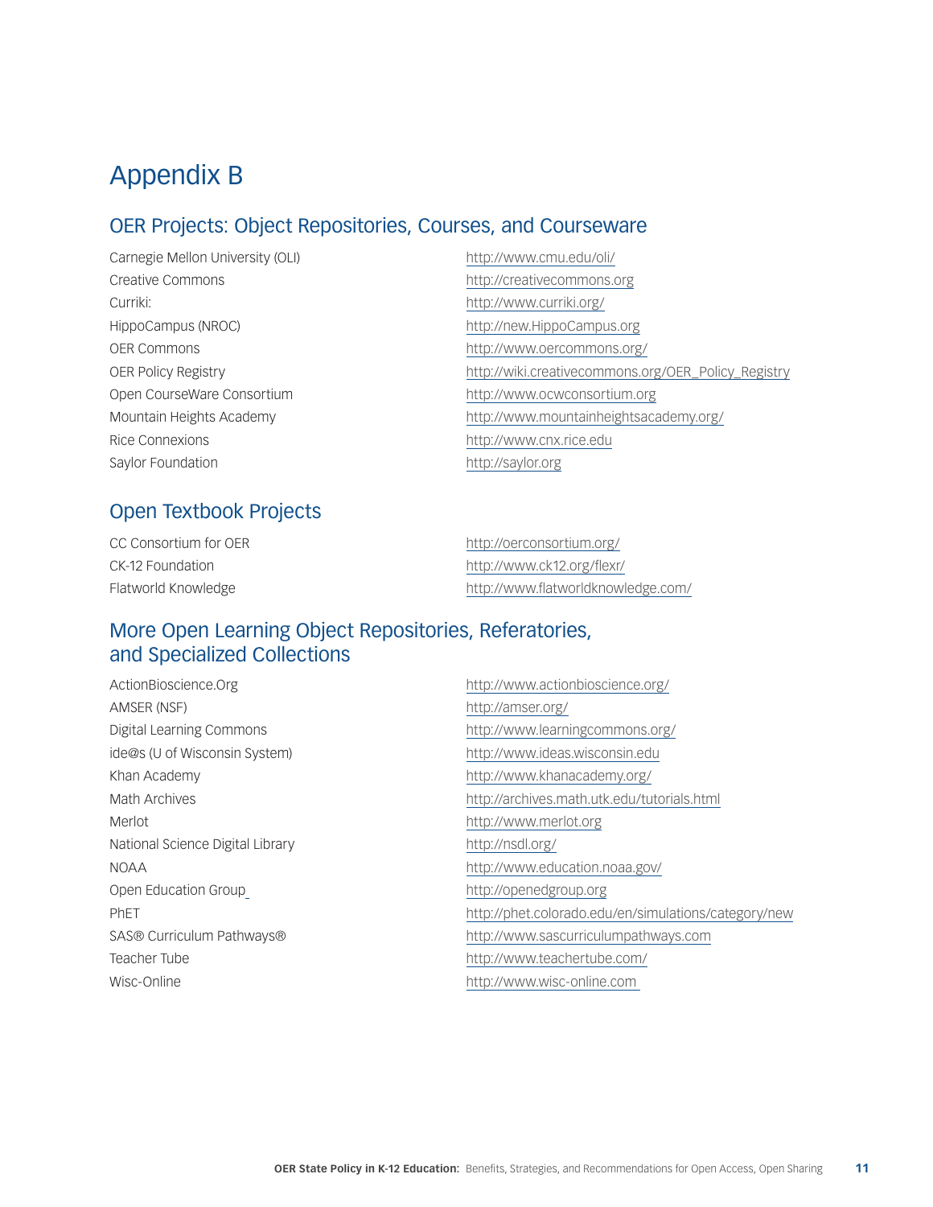# Appendix B

## OER Projects: Object Repositories, Courses, and Courseware

| | |
|---|---|
| Carnegie Mellon University (OLI) | http://www.cmu.edu/oli/ |
| Creative Commons | http://creativecommons.org |
| Curriki: | http://www.curriki.org/ |
| HippoCampus (NROC) | http://new.HippoCampus.org |
| OER Commons | http://www.oercommons.org/ |
| OER Policy Registry | http://wiki.creativecommons.org/OER_Policy_Registry |
| Open CourseWare Consortium | http://www.ocwconsortium.org |
| Mountain Heights Academy | http://www.mountainheightsacademy.org/ |
| Rice Connexions | http://www.cnx.rice.edu |
| Saylor Foundation | http://saylor.org |

## Open Textbook Projects

| | |
|---|---|
| CC Consortium for OER | http://oerconsortium.org/ |
| CK-12 Foundation | http://www.ck12.org/flexr/ |
| Flatworld Knowledge | http://www.flatworldknowledge.com/ |

## More Open Learning Object Repositories, Referatories, and Specialized Collections

| | |
|---|---|
| ActionBioscience.Org | http://www.actionbioscience.org/ |
| AMSER (NSF) | http://amser.org/ |
| Digital Learning Commons | http://www.learningcommons.org/ |
| ide@s (U of Wisconsin System) | http://www.ideas.wisconsin.edu |
| Khan Academy | http://www.khanacademy.org/ |
| Math Archives | http://archives.math.utk.edu/tutorials.html |
| Merlot | http://www.merlot.org |
| National Science Digital Library | http://nsdl.org/ |
| NOAA | http://www.education.noaa.gov/ |
| Open Education Group | http://openedgroup.org |
| PhET | http://phet.colorado.edu/en/simulations/category/new |
| SAS® Curriculum Pathways® | http://www.sascurriculumpathways.com |
| Teacher Tube | http://www.teachertube.com/ |
| Wisc-Online | http://www.wisc-online.com |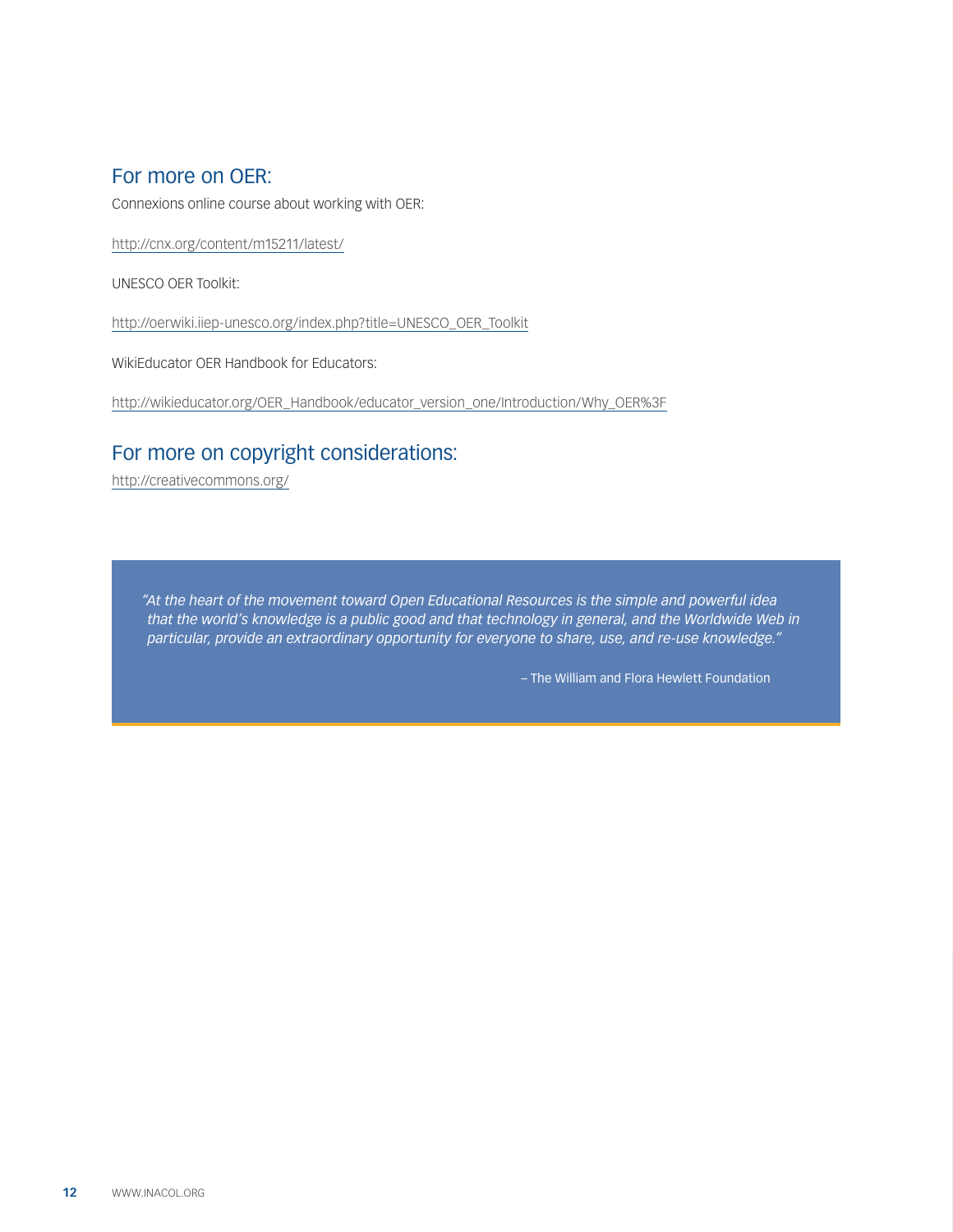## For more on OER:

Connexions online course about working with OER:

http://cnx.org/content/m15211/latest/

UNESCO OER Toolkit:

http://oerwiki.iiep-unesco.org/index.php?title=UNESCO_OER_Toolkit

WikiEducator OER Handbook for Educators:

http://wikieducator.org/OER_Handbook/educator_version_one/Introduction/Why_OER%3F

## For more on copyright considerations:

http://creativecommons.org/

> *"At the heart of the movement toward Open Educational Resources is the simple and powerful idea that the world's knowledge is a public good and that technology in general, and the Worldwide Web in particular, provide an extraordinary opportunity for everyone to share, use, and re-use knowledge."*
>
> – The William and Flora Hewlett Foundation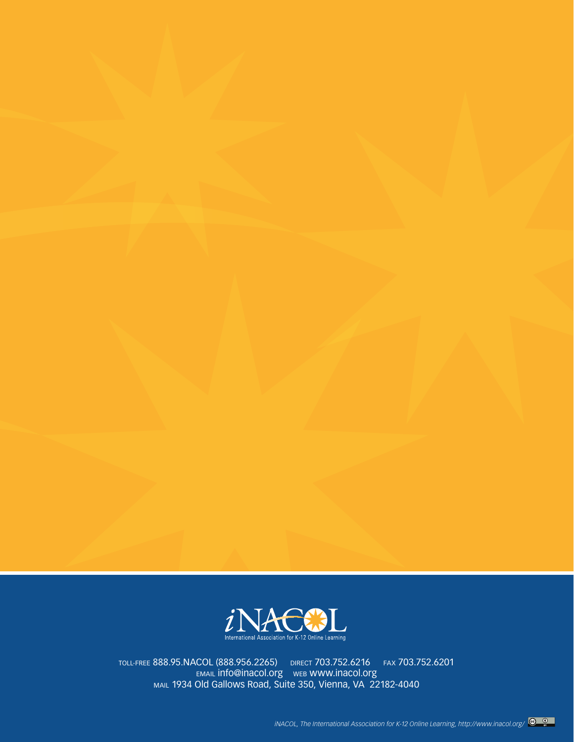iNACOL

International Association for K-12 Online Learning

TOLL-FREE 888.95.NACOL (888.956.2265) DIRECT 703.752.6216 FAX 703.752.6201
EMAIL info@inacol.org WEB www.inacol.org
MAIL 1934 Old Gallows Road, Suite 350, Vienna, VA 22182-4040

*iNACOL, The International Association for K-12 Online Learning, http://www.inacol.org/*